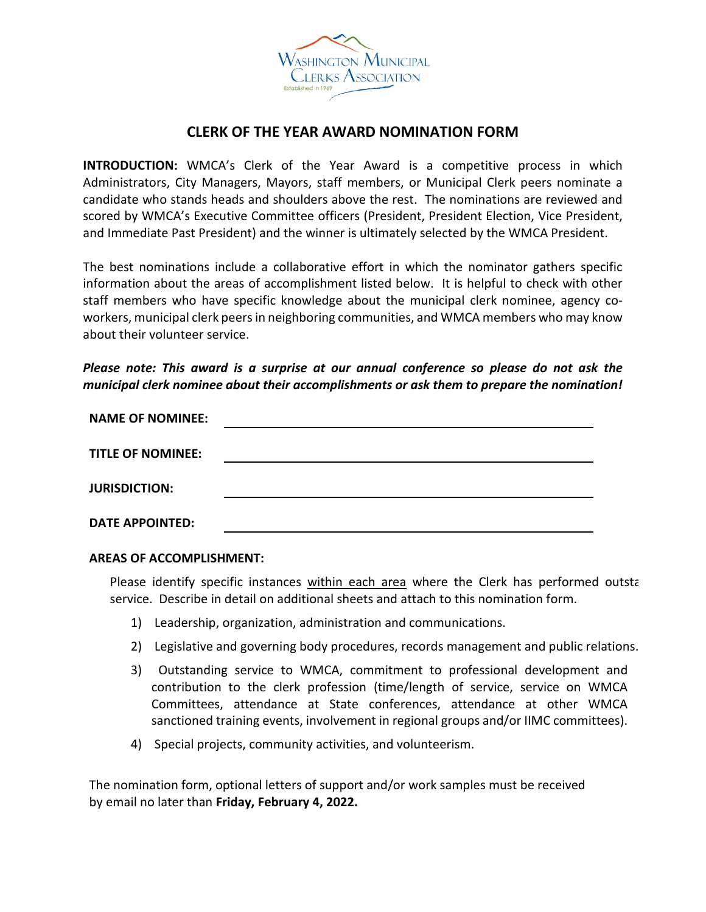WASHINGTON MUNICIPAL CLERKS ASSOCIATION

Established in 1969

# CLERK OF THE YEAR AWARD NOMINATION FORM

**INTRODUCTION:** WMCA's Clerk of the Year Award is a competitive process in which Administrators, City Managers, Mayors, staff members, or Municipal Clerk peers nominate a candidate who stands heads and shoulders above the rest. The nominations are reviewed and scored by WMCA's Executive Committee officers (President, President Election, Vice President, and Immediate Past President) and the winner is ultimately selected by the WMCA President.

The best nominations include a collaborative effort in which the nominator gathers specific information about the areas of accomplishment listed below. It is helpful to check with other staff members who have specific knowledge about the municipal clerk nominee, agency co-workers, municipal clerk peers in neighboring communities, and WMCA members who may know about their volunteer service.

***Please note: This award is a surprise at our annual conference so please do not ask the municipal clerk nominee about their accomplishments or ask them to prepare the nomination!***

**NAME OF NOMINEE:** ______________________________

**TITLE OF NOMINEE:** ______________________________

**JURISDICTION:** ______________________________

**DATE APPOINTED:** ______________________________

**AREAS OF ACCOMPLISHMENT:**

Please identify specific instances within each area where the Clerk has performed outsta service. Describe in detail on additional sheets and attach to this nomination form.

1) Leadership, organization, administration and communications.
2) Legislative and governing body procedures, records management and public relations.
3) Outstanding service to WMCA, commitment to professional development and contribution to the clerk profession (time/length of service, service on WMCA Committees, attendance at State conferences, attendance at other WMCA sanctioned training events, involvement in regional groups and/or IIMC committees).
4) Special projects, community activities, and volunteerism.

The nomination form, optional letters of support and/or work samples must be received by email no later than **Friday, February 4, 2022.**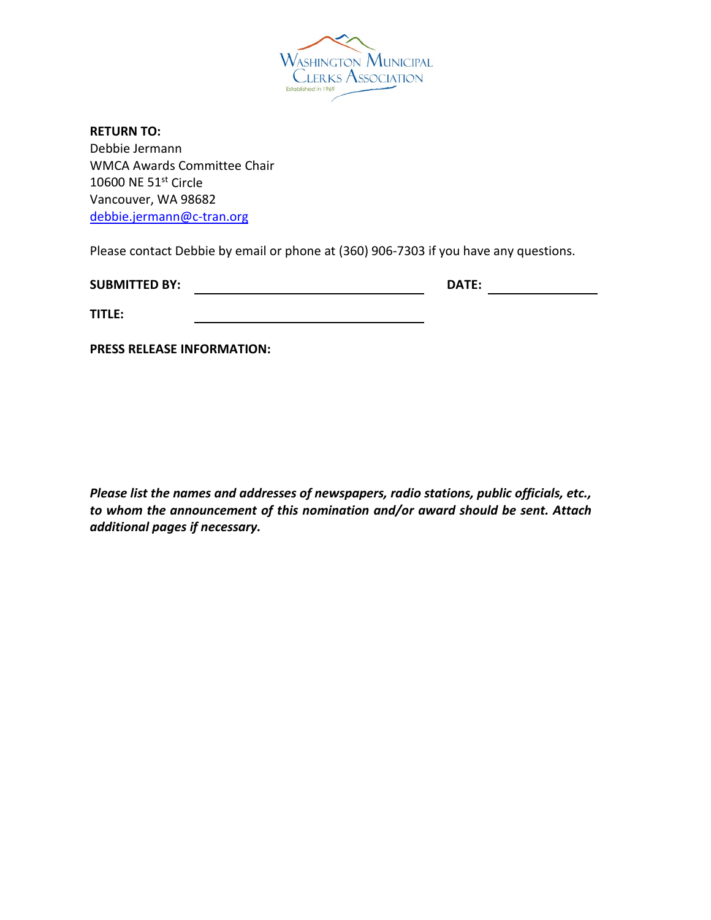**RETURN TO:**
Debbie Jermann
WMCA Awards Committee Chair
10600 NE 51st Circle
Vancouver, WA 98682
debbie.jermann@c-tran.org

Please contact Debbie by email or phone at (360) 906-7303 if you have any questions.

**SUBMITTED BY:** ______________________________ **DATE:** ______________

**TITLE:** ______________________________

**PRESS RELEASE INFORMATION:**

***Please list the names and addresses of newspapers, radio stations, public officials, etc., to whom the announcement of this nomination and/or award should be sent. Attach additional pages if necessary.***